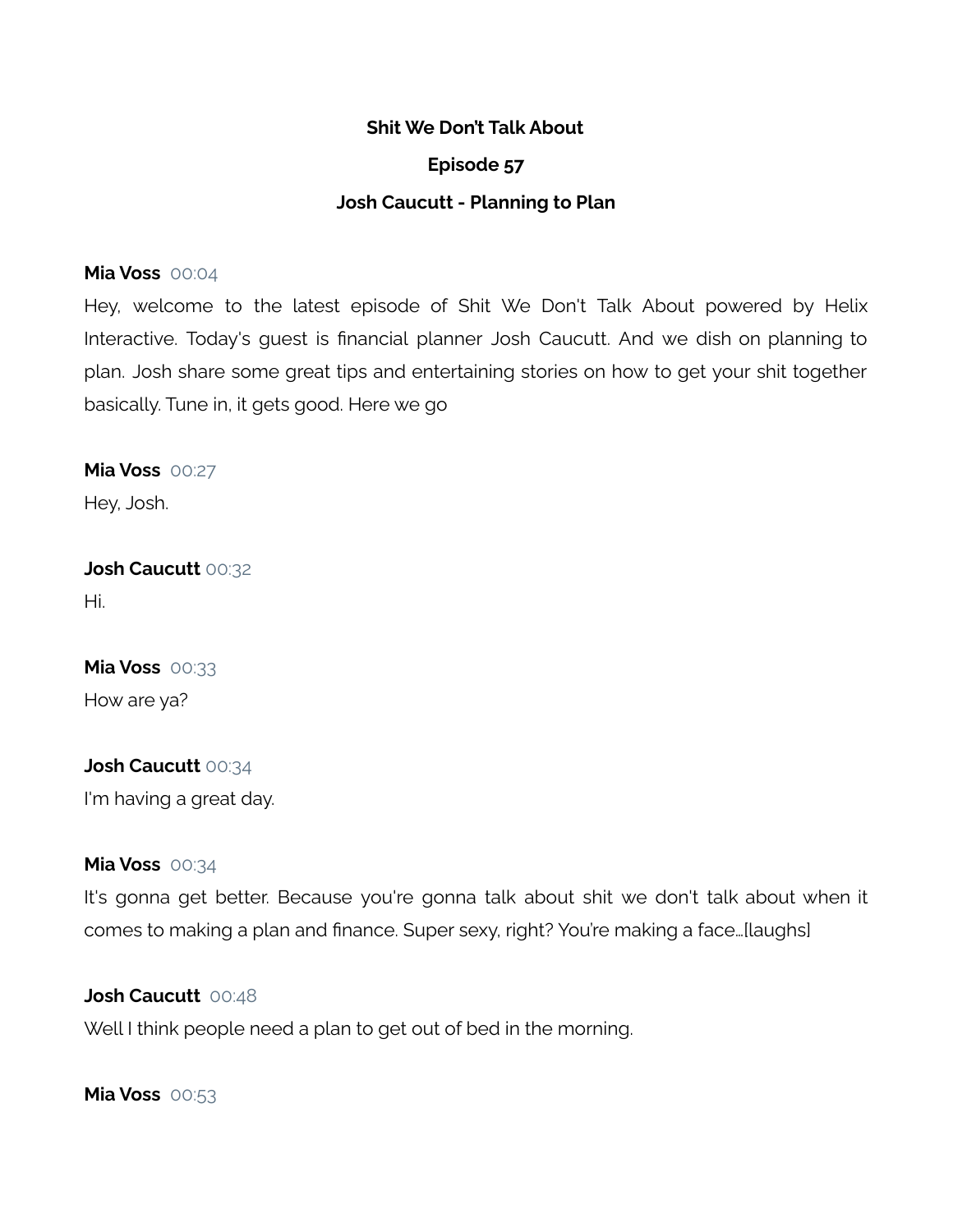**Shit We Don't Talk About**

**Episode 57**

**Josh Caucutt - Planning to Plan**

**Mia Voss** 00:04

Hey, welcome to the latest episode of Shit We Don't Talk About powered by Helix Interactive. Today's guest is financial planner Josh Caucutt. And we dish on planning to plan. Josh share some great tips and entertaining stories on how to get your shit together basically. Tune in, it gets good. Here we go

**Mia Voss** 00:27

Hey, Josh.

**Josh Caucutt** 00:32

Hi.

**Mia Voss** 00:33

How are ya?

**Josh Caucutt** 00:34

I'm having a great day.

**Mia Voss** 00:34

It's gonna get better. Because you're gonna talk about shit we don't talk about when it comes to making a plan and finance. Super sexy, right? You're making a face...[laughs]

**Josh Caucutt** 00:48

Well I think people need a plan to get out of bed in the morning.

**Mia Voss** 00:53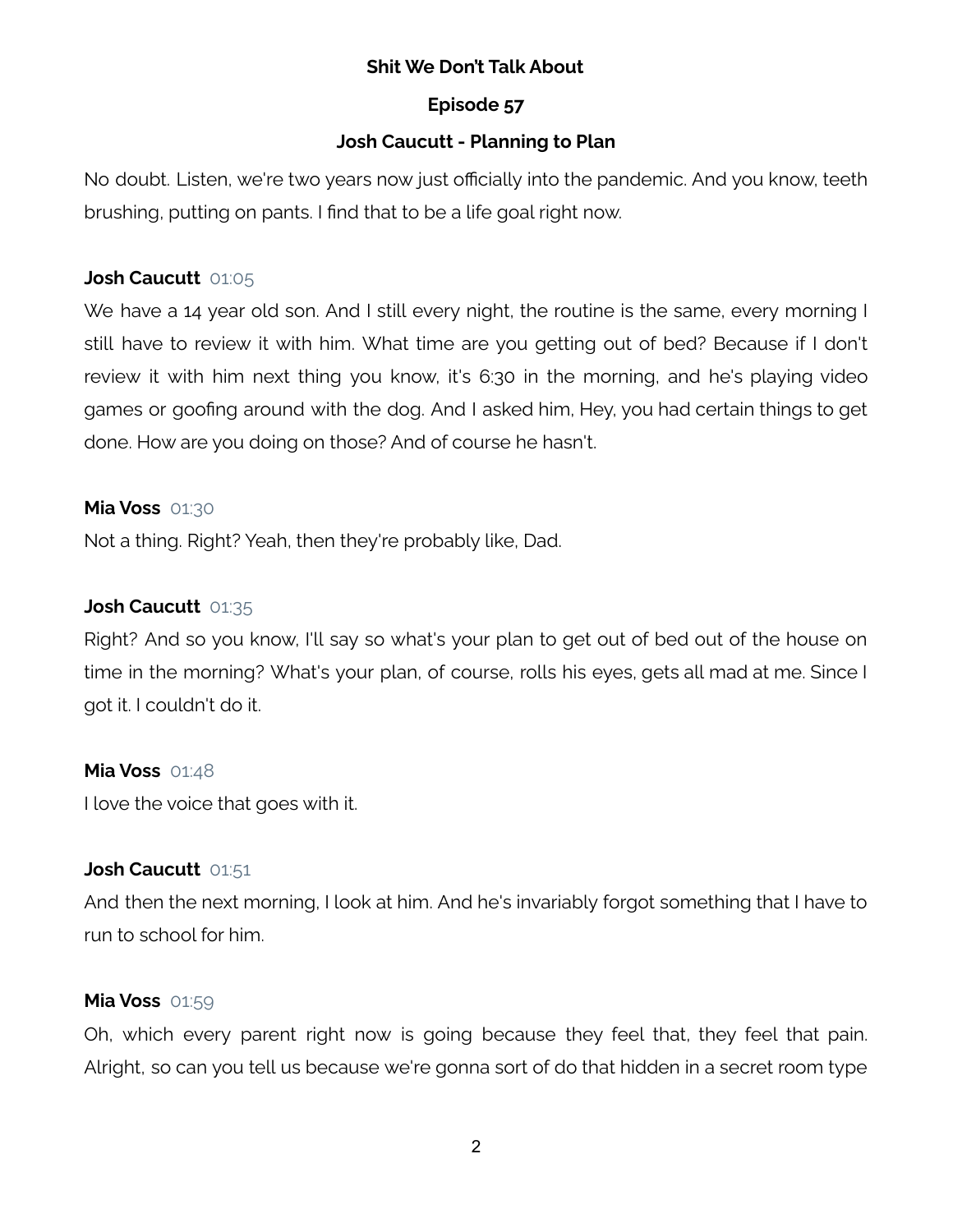No doubt. Listen, we're two years now just officially into the pandemic. And you know, teeth brushing, putting on pants. I find that to be a life goal right now.

**Josh Caucutt** 01:05

We have a 14 year old son. And I still every night, the routine is the same, every morning I still have to review it with him. What time are you getting out of bed? Because if I don't review it with him next thing you know, it's 6:30 in the morning, and he's playing video games or goofing around with the dog. And I asked him, Hey, you had certain things to get done. How are you doing on those? And of course he hasn't.

**Mia Voss** 01:30

Not a thing. Right? Yeah, then they're probably like, Dad.

**Josh Caucutt** 01:35

Right? And so you know, I'll say so what's your plan to get out of bed out of the house on time in the morning? What's your plan, of course, rolls his eyes, gets all mad at me. Since I got it. I couldn't do it.

**Mia Voss** 01:48

I love the voice that goes with it.

**Josh Caucutt** 01:51

And then the next morning, I look at him. And he's invariably forgot something that I have to run to school for him.

**Mia Voss** 01:59

Oh, which every parent right now is going because they feel that, they feel that pain. Alright, so can you tell us because we're gonna sort of do that hidden in a secret room type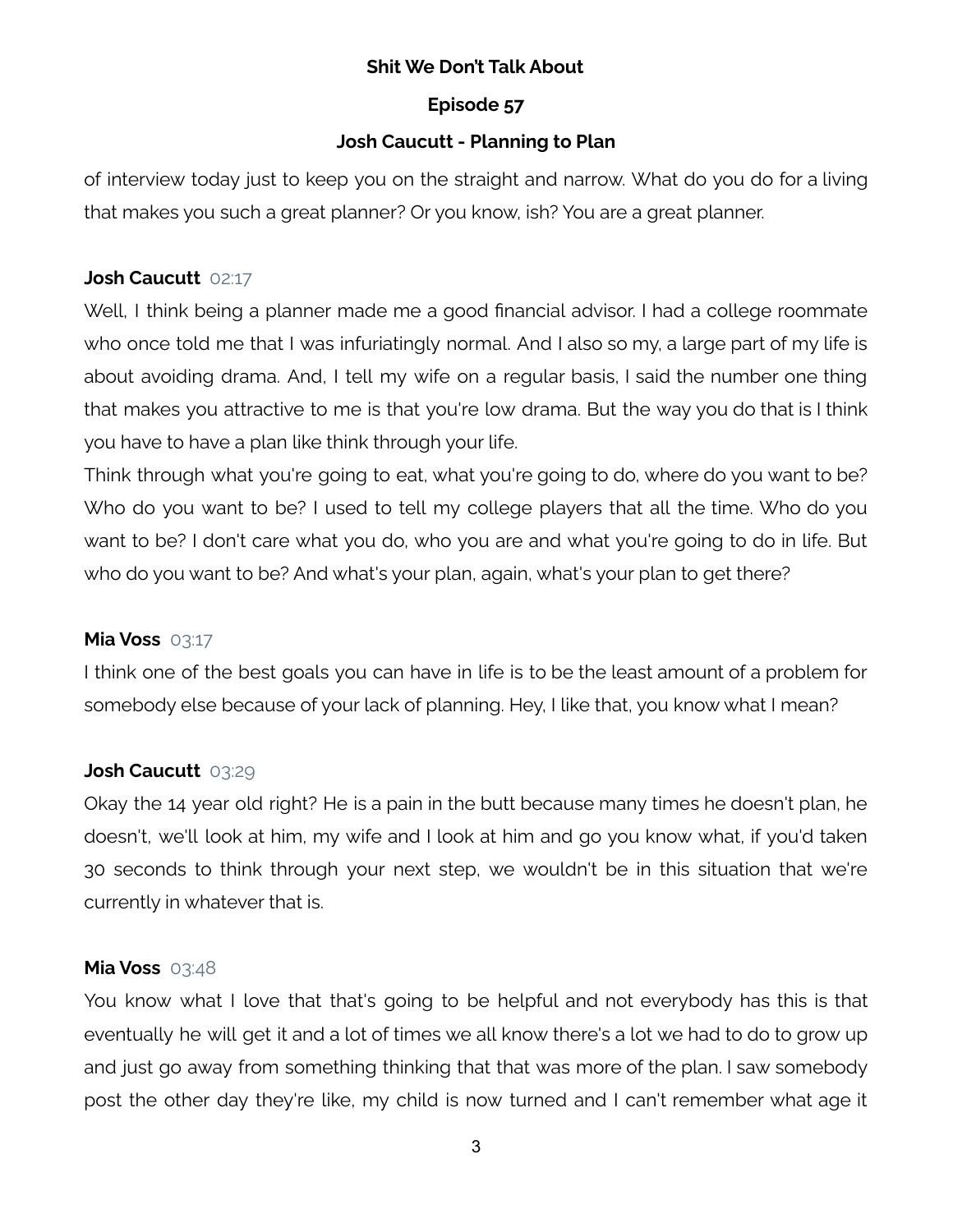of interview today just to keep you on the straight and narrow. What do you do for a living that makes you such a great planner? Or you know, ish? You are a great planner.

**Josh Caucutt** 02:17

Well, I think being a planner made me a good financial advisor. I had a college roommate who once told me that I was infuriatingly normal. And I also so my, a large part of my life is about avoiding drama. And, I tell my wife on a regular basis, I said the number one thing that makes you attractive to me is that you're low drama. But the way you do that is I think you have to have a plan like think through your life.

Think through what you're going to eat, what you're going to do, where do you want to be? Who do you want to be? I used to tell my college players that all the time. Who do you want to be? I don't care what you do, who you are and what you're going to do in life. But who do you want to be? And what's your plan, again, what's your plan to get there?

**Mia Voss** 03:17

I think one of the best goals you can have in life is to be the least amount of a problem for somebody else because of your lack of planning. Hey, I like that, you know what I mean?

**Josh Caucutt** 03:29

Okay the 14 year old right? He is a pain in the butt because many times he doesn't plan, he doesn't, we'll look at him, my wife and I look at him and go you know what, if you'd taken 30 seconds to think through your next step, we wouldn't be in this situation that we're currently in whatever that is.

**Mia Voss** 03:48

You know what I love that that's going to be helpful and not everybody has this is that eventually he will get it and a lot of times we all know there's a lot we had to do to grow up and just go away from something thinking that that was more of the plan. I saw somebody post the other day they're like, my child is now turned and I can't remember what age it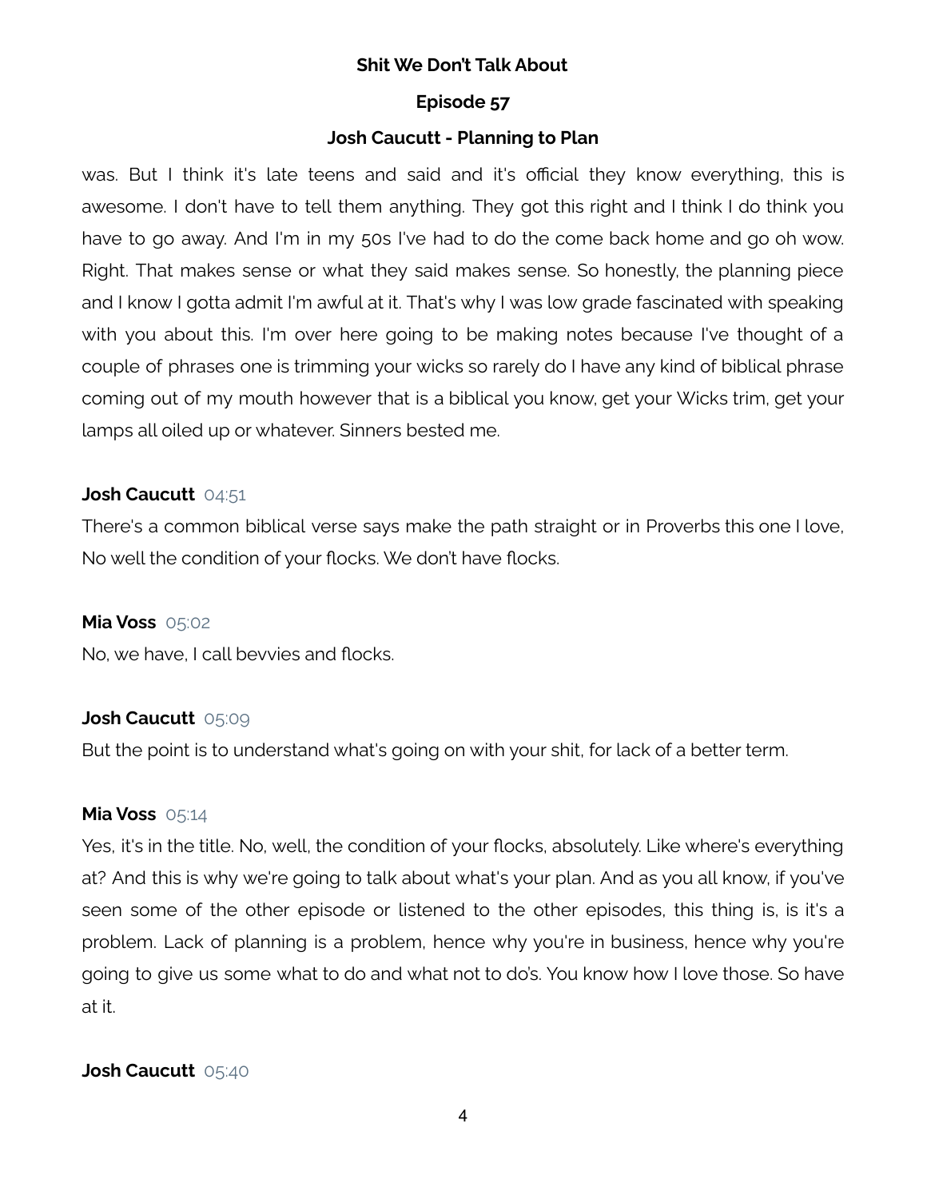was. But I think it's late teens and said and it's official they know everything, this is awesome. I don't have to tell them anything. They got this right and I think I do think you have to go away. And I'm in my 50s I've had to do the come back home and go oh wow. Right. That makes sense or what they said makes sense. So honestly, the planning piece and I know I gotta admit I'm awful at it. That's why I was low grade fascinated with speaking with you about this. I'm over here going to be making notes because I've thought of a couple of phrases one is trimming your wicks so rarely do I have any kind of biblical phrase coming out of my mouth however that is a biblical you know, get your Wicks trim, get your lamps all oiled up or whatever. Sinners bested me.

**Josh Caucutt** 04:51

There's a common biblical verse says make the path straight or in Proverbs this one I love, No well the condition of your flocks. We don't have flocks.

**Mia Voss** 05:02

No, we have, I call bevvies and flocks.

**Josh Caucutt** 05:09

But the point is to understand what's going on with your shit, for lack of a better term.

**Mia Voss** 05:14

Yes, it's in the title. No, well, the condition of your flocks, absolutely. Like where's everything at? And this is why we're going to talk about what's your plan. And as you all know, if you've seen some of the other episode or listened to the other episodes, this thing is, is it's a problem. Lack of planning is a problem, hence why you're in business, hence why you're going to give us some what to do and what not to do's. You know how I love those. So have at it.

**Josh Caucutt** 05:40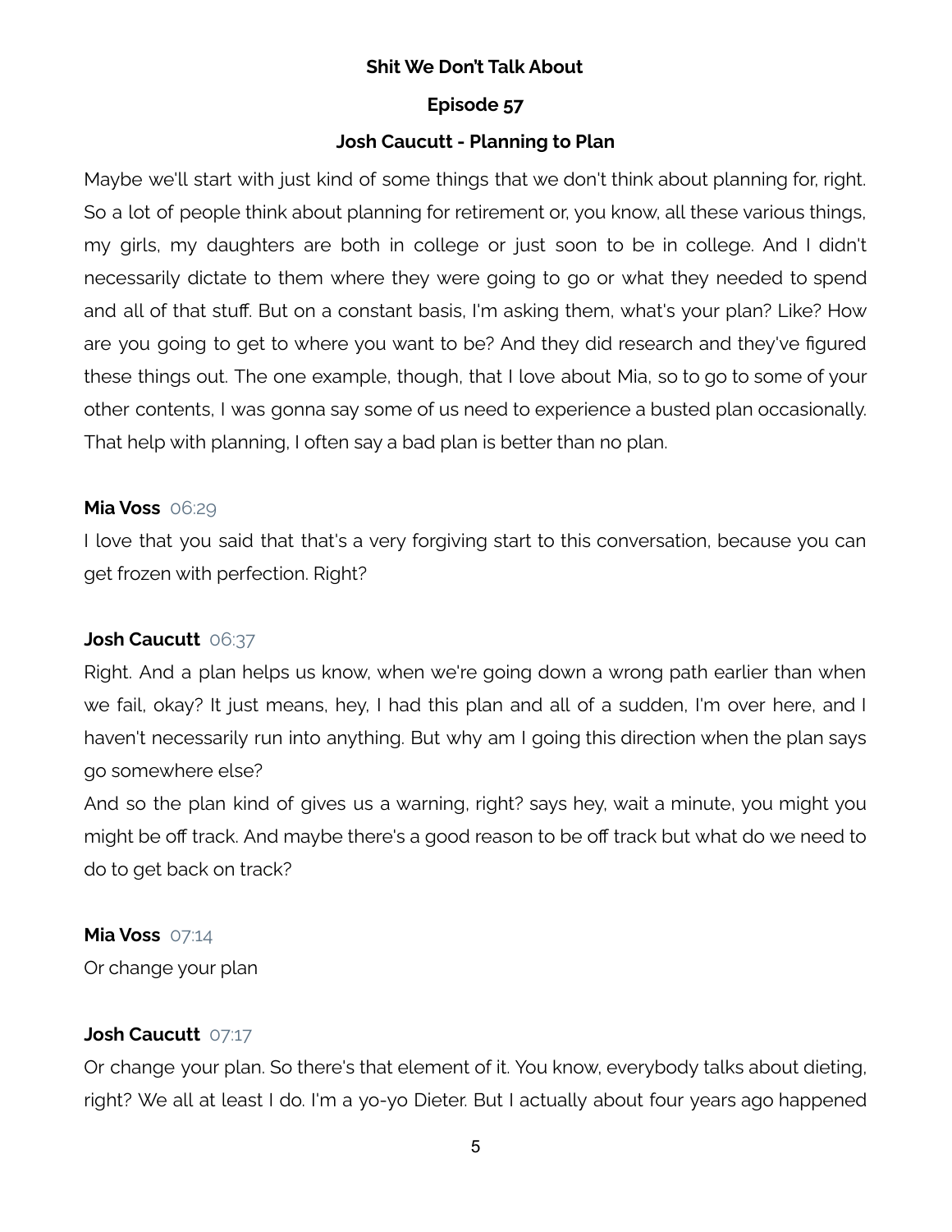**Shit We Don't Talk About**

**Episode 57**

**Josh Caucutt - Planning to Plan**

Maybe we'll start with just kind of some things that we don't think about planning for, right. So a lot of people think about planning for retirement or, you know, all these various things, my girls, my daughters are both in college or just soon to be in college. And I didn't necessarily dictate to them where they were going to go or what they needed to spend and all of that stuff. But on a constant basis, I'm asking them, what's your plan? Like? How are you going to get to where you want to be? And they did research and they've figured these things out. The one example, though, that I love about Mia, so to go to some of your other contents, I was gonna say some of us need to experience a busted plan occasionally. That help with planning, I often say a bad plan is better than no plan.

**Mia Voss** 06:29

I love that you said that that's a very forgiving start to this conversation, because you can get frozen with perfection. Right?

**Josh Caucutt** 06:37

Right. And a plan helps us know, when we're going down a wrong path earlier than when we fail, okay? It just means, hey, I had this plan and all of a sudden, I'm over here, and I haven't necessarily run into anything. But why am I going this direction when the plan says go somewhere else?

And so the plan kind of gives us a warning, right? says hey, wait a minute, you might you might be off track. And maybe there's a good reason to be off track but what do we need to do to get back on track?

**Mia Voss** 07:14

Or change your plan

**Josh Caucutt** 07:17

Or change your plan. So there's that element of it. You know, everybody talks about dieting, right? We all at least I do. I'm a yo-yo Dieter. But I actually about four years ago happened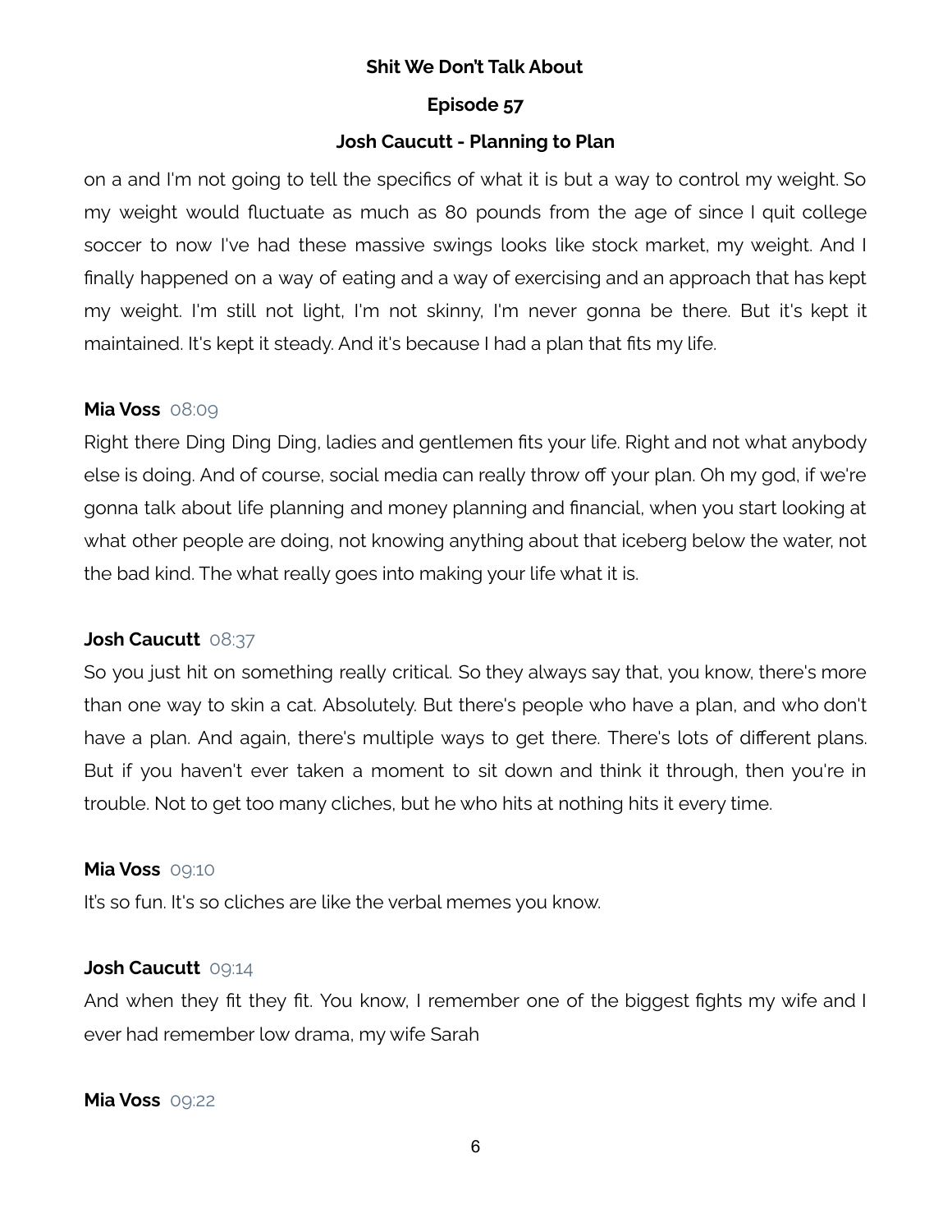on a and I'm not going to tell the specifics of what it is but a way to control my weight. So my weight would fluctuate as much as 80 pounds from the age of since I quit college soccer to now I've had these massive swings looks like stock market, my weight. And I finally happened on a way of eating and a way of exercising and an approach that has kept my weight. I'm still not light, I'm not skinny, I'm never gonna be there. But it's kept it maintained. It's kept it steady. And it's because I had a plan that fits my life.

**Mia Voss** 08:09

Right there Ding Ding Ding, ladies and gentlemen fits your life. Right and not what anybody else is doing. And of course, social media can really throw off your plan. Oh my god, if we're gonna talk about life planning and money planning and financial, when you start looking at what other people are doing, not knowing anything about that iceberg below the water, not the bad kind. The what really goes into making your life what it is.

**Josh Caucutt** 08:37

So you just hit on something really critical. So they always say that, you know, there's more than one way to skin a cat. Absolutely. But there's people who have a plan, and who don't have a plan. And again, there's multiple ways to get there. There's lots of different plans. But if you haven't ever taken a moment to sit down and think it through, then you're in trouble. Not to get too many cliches, but he who hits at nothing hits it every time.

**Mia Voss** 09:10

It's so fun. It's so cliches are like the verbal memes you know.

**Josh Caucutt** 09:14

And when they fit they fit. You know, I remember one of the biggest fights my wife and I ever had remember low drama, my wife Sarah

**Mia Voss** 09:22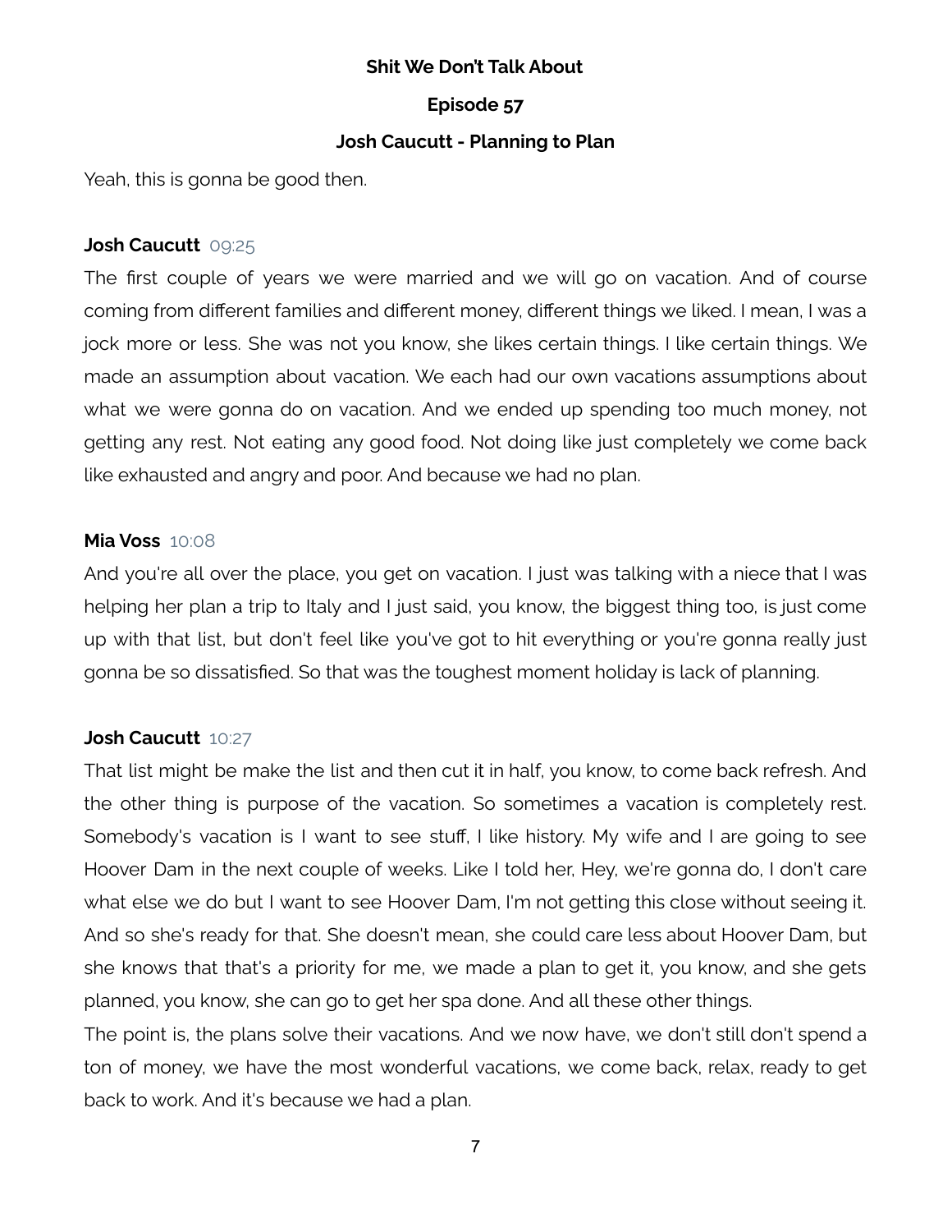Yeah, this is gonna be good then.

**Josh Caucutt** 09:25

The first couple of years we were married and we will go on vacation. And of course coming from different families and different money, different things we liked. I mean, I was a jock more or less. She was not you know, she likes certain things. I like certain things. We made an assumption about vacation. We each had our own vacations assumptions about what we were gonna do on vacation. And we ended up spending too much money, not getting any rest. Not eating any good food. Not doing like just completely we come back like exhausted and angry and poor. And because we had no plan.

**Mia Voss** 10:08

And you're all over the place, you get on vacation. I just was talking with a niece that I was helping her plan a trip to Italy and I just said, you know, the biggest thing too, is just come up with that list, but don't feel like you've got to hit everything or you're gonna really just gonna be so dissatisfied. So that was the toughest moment holiday is lack of planning.

**Josh Caucutt** 10:27

That list might be make the list and then cut it in half, you know, to come back refresh. And the other thing is purpose of the vacation. So sometimes a vacation is completely rest. Somebody's vacation is I want to see stuff, I like history. My wife and I are going to see Hoover Dam in the next couple of weeks. Like I told her, Hey, we're gonna do, I don't care what else we do but I want to see Hoover Dam, I'm not getting this close without seeing it. And so she's ready for that. She doesn't mean, she could care less about Hoover Dam, but she knows that that's a priority for me, we made a plan to get it, you know, and she gets planned, you know, she can go to get her spa done. And all these other things.

The point is, the plans solve their vacations. And we now have, we don't still don't spend a ton of money, we have the most wonderful vacations, we come back, relax, ready to get back to work. And it's because we had a plan.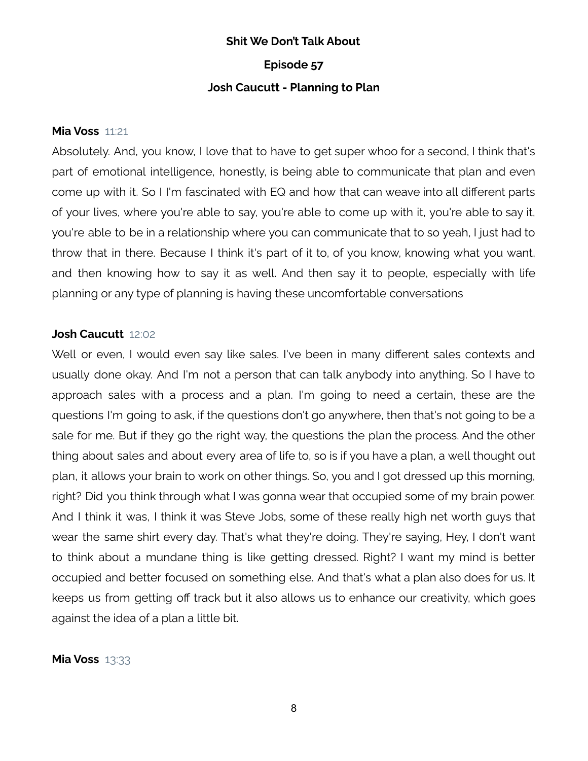**Shit We Don't Talk About**

**Episode 57**

**Josh Caucutt - Planning to Plan**

**Mia Voss** 11:21

Absolutely. And, you know, I love that to have to get super whoo for a second, I think that's part of emotional intelligence, honestly, is being able to communicate that plan and even come up with it. So I I'm fascinated with EQ and how that can weave into all different parts of your lives, where you're able to say, you're able to come up with it, you're able to say it, you're able to be in a relationship where you can communicate that to so yeah, I just had to throw that in there. Because I think it's part of it to, of you know, knowing what you want, and then knowing how to say it as well. And then say it to people, especially with life planning or any type of planning is having these uncomfortable conversations

**Josh Caucutt** 12:02

Well or even, I would even say like sales. I've been in many different sales contexts and usually done okay. And I'm not a person that can talk anybody into anything. So I have to approach sales with a process and a plan. I'm going to need a certain, these are the questions I'm going to ask, if the questions don't go anywhere, then that's not going to be a sale for me. But if they go the right way, the questions the plan the process. And the other thing about sales and about every area of life to, so is if you have a plan, a well thought out plan, it allows your brain to work on other things. So, you and I got dressed up this morning, right? Did you think through what I was gonna wear that occupied some of my brain power. And I think it was, I think it was Steve Jobs, some of these really high net worth guys that wear the same shirt every day. That's what they're doing. They're saying, Hey, I don't want to think about a mundane thing is like getting dressed. Right? I want my mind is better occupied and better focused on something else. And that's what a plan also does for us. It keeps us from getting off track but it also allows us to enhance our creativity, which goes against the idea of a plan a little bit.

**Mia Voss** 13:33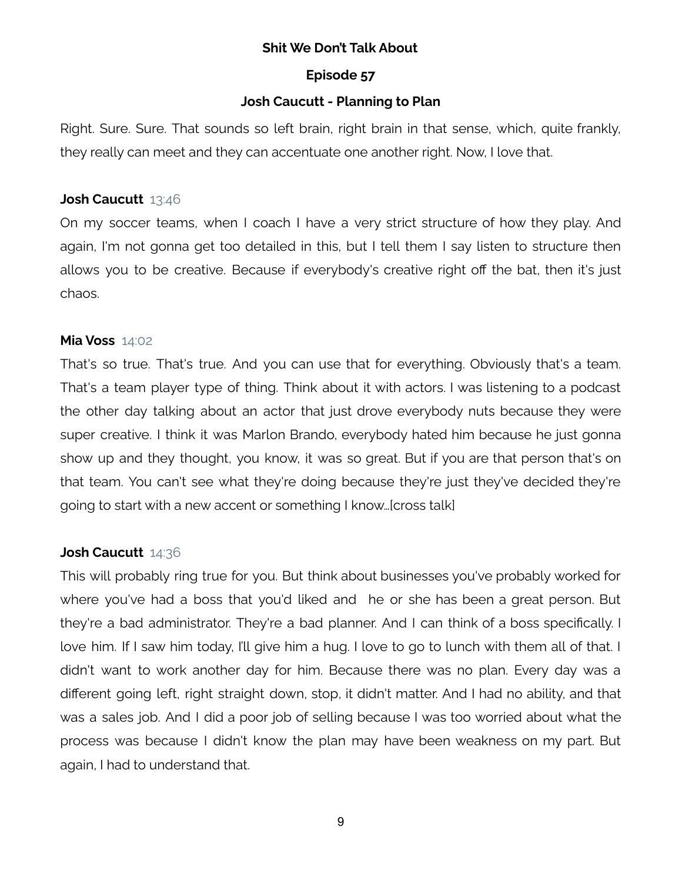Right. Sure. Sure. That sounds so left brain, right brain in that sense, which, quite frankly, they really can meet and they can accentuate one another right. Now, I love that.

**Josh Caucutt** 13:46

On my soccer teams, when I coach I have a very strict structure of how they play. And again, I'm not gonna get too detailed in this, but I tell them I say listen to structure then allows you to be creative. Because if everybody's creative right off the bat, then it's just chaos.

**Mia Voss** 14:02

That's so true. That's true. And you can use that for everything. Obviously that's a team. That's a team player type of thing. Think about it with actors. I was listening to a podcast the other day talking about an actor that just drove everybody nuts because they were super creative. I think it was Marlon Brando, everybody hated him because he just gonna show up and they thought, you know, it was so great. But if you are that person that's on that team. You can't see what they're doing because they're just they've decided they're going to start with a new accent or something I know...[cross talk]

**Josh Caucutt** 14:36

This will probably ring true for you. But think about businesses you've probably worked for where you've had a boss that you'd liked and he or she has been a great person. But they're a bad administrator. They're a bad planner. And I can think of a boss specifically. I love him. If I saw him today, I'll give him a hug. I love to go to lunch with them all of that. I didn't want to work another day for him. Because there was no plan. Every day was a different going left, right straight down, stop, it didn't matter. And I had no ability, and that was a sales job. And I did a poor job of selling because I was too worried about what the process was because I didn't know the plan may have been weakness on my part. But again, I had to understand that.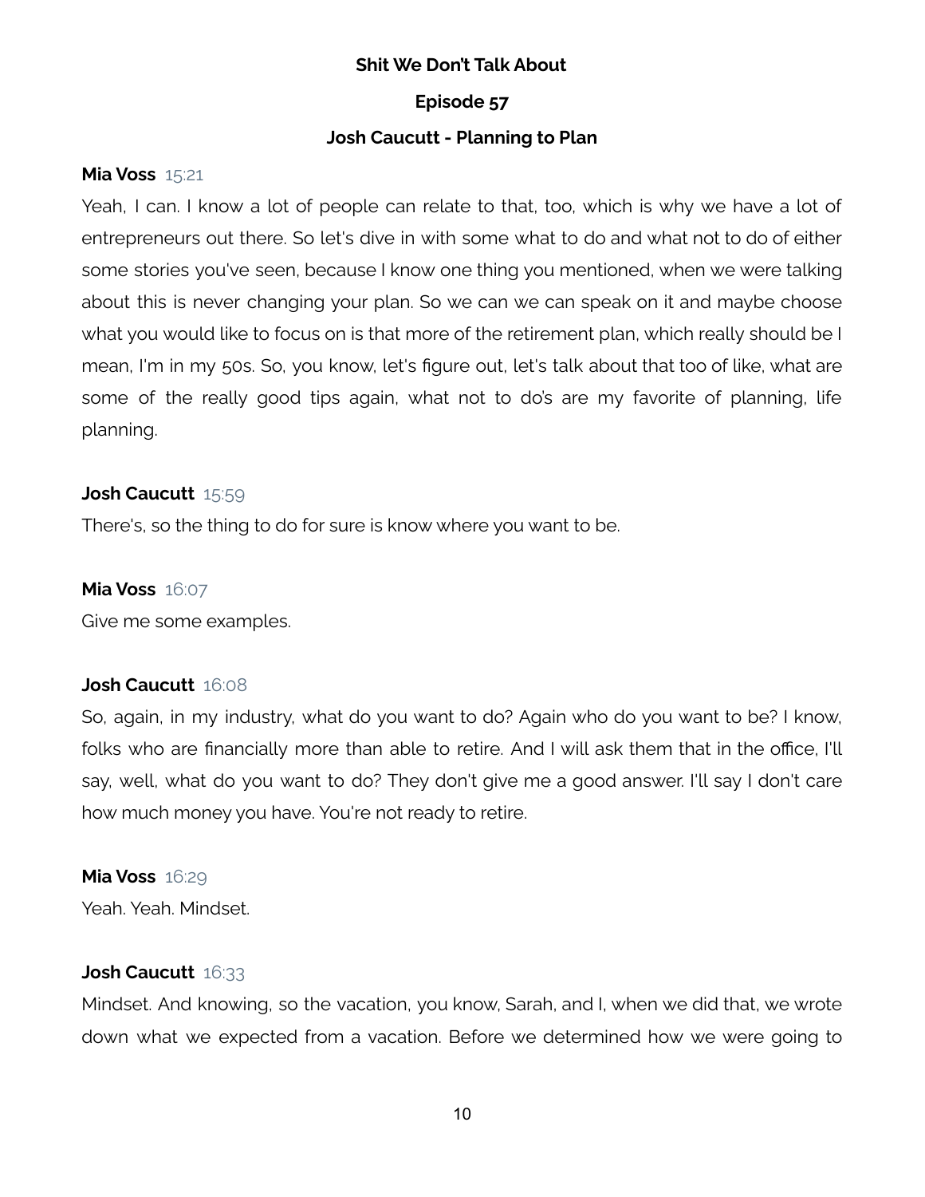**Mia Voss** 15:21

Yeah, I can. I know a lot of people can relate to that, too, which is why we have a lot of entrepreneurs out there. So let's dive in with some what to do and what not to do of either some stories you've seen, because I know one thing you mentioned, when we were talking about this is never changing your plan. So we can we can speak on it and maybe choose what you would like to focus on is that more of the retirement plan, which really should be I mean, I'm in my 50s. So, you know, let's figure out, let's talk about that too of like, what are some of the really good tips again, what not to do's are my favorite of planning, life planning.

**Josh Caucutt** 15:59

There's, so the thing to do for sure is know where you want to be.

**Mia Voss** 16:07

Give me some examples.

**Josh Caucutt** 16:08

So, again, in my industry, what do you want to do? Again who do you want to be? I know, folks who are financially more than able to retire. And I will ask them that in the office, I'll say, well, what do you want to do? They don't give me a good answer. I'll say I don't care how much money you have. You're not ready to retire.

**Mia Voss** 16:29

Yeah. Yeah. Mindset.

**Josh Caucutt** 16:33

Mindset. And knowing, so the vacation, you know, Sarah, and I, when we did that, we wrote down what we expected from a vacation. Before we determined how we were going to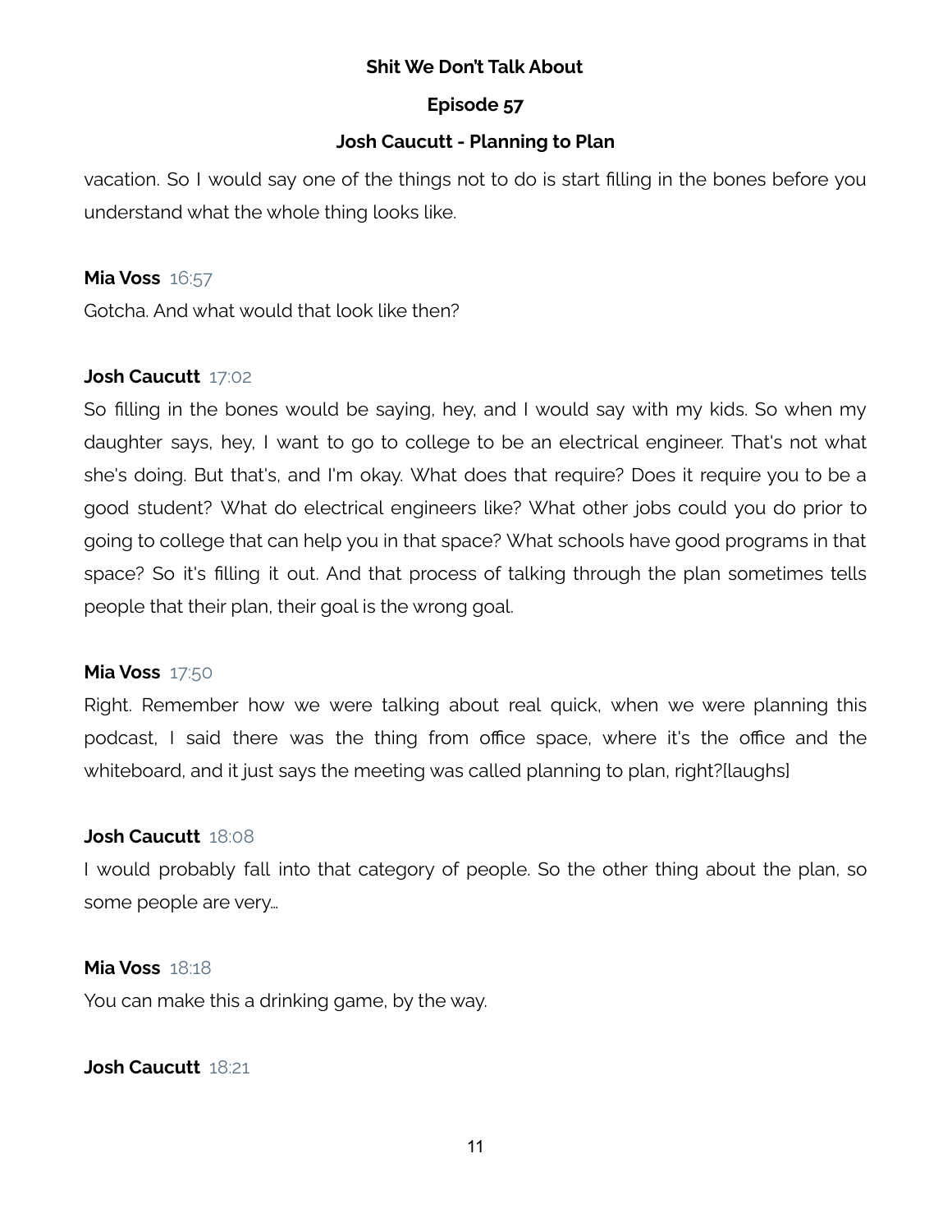vacation. So I would say one of the things not to do is start filling in the bones before you understand what the whole thing looks like.

**Mia Voss** 16:57

Gotcha. And what would that look like then?

**Josh Caucutt** 17:02

So filling in the bones would be saying, hey, and I would say with my kids. So when my daughter says, hey, I want to go to college to be an electrical engineer. That's not what she's doing. But that's, and I'm okay. What does that require? Does it require you to be a good student? What do electrical engineers like? What other jobs could you do prior to going to college that can help you in that space? What schools have good programs in that space? So it's filling it out. And that process of talking through the plan sometimes tells people that their plan, their goal is the wrong goal.

**Mia Voss** 17:50

Right. Remember how we were talking about real quick, when we were planning this podcast, I said there was the thing from office space, where it's the office and the whiteboard, and it just says the meeting was called planning to plan, right?[laughs]

**Josh Caucutt** 18:08

I would probably fall into that category of people. So the other thing about the plan, so some people are very…

**Mia Voss** 18:18

You can make this a drinking game, by the way.

**Josh Caucutt** 18:21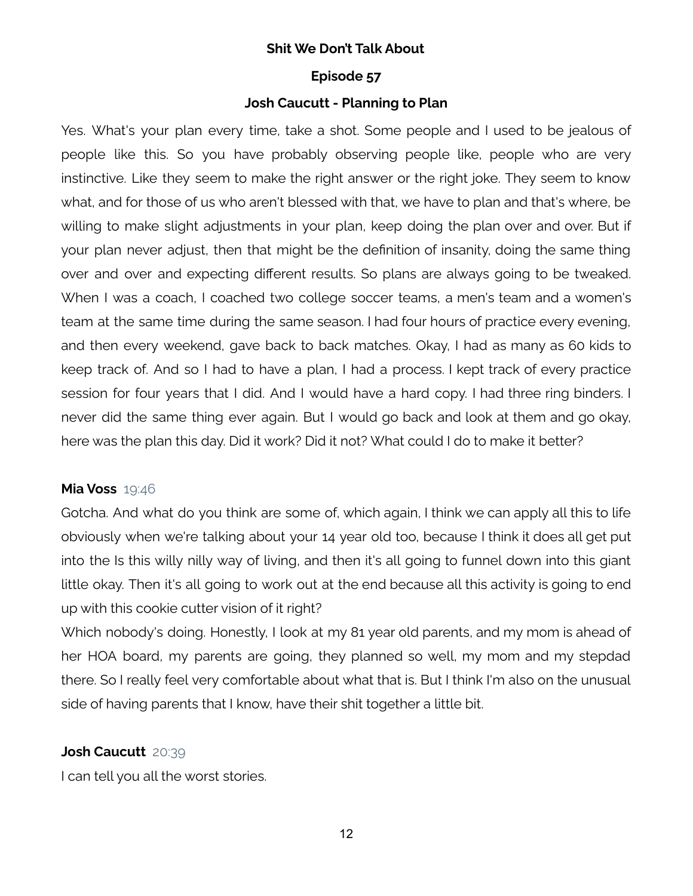Yes. What's your plan every time, take a shot. Some people and I used to be jealous of people like this. So you have probably observing people like, people who are very instinctive. Like they seem to make the right answer or the right joke. They seem to know what, and for those of us who aren't blessed with that, we have to plan and that's where, be willing to make slight adjustments in your plan, keep doing the plan over and over. But if your plan never adjust, then that might be the definition of insanity, doing the same thing over and over and expecting different results. So plans are always going to be tweaked. When I was a coach, I coached two college soccer teams, a men's team and a women's team at the same time during the same season. I had four hours of practice every evening, and then every weekend, gave back to back matches. Okay, I had as many as 60 kids to keep track of. And so I had to have a plan, I had a process. I kept track of every practice session for four years that I did. And I would have a hard copy. I had three ring binders. I never did the same thing ever again. But I would go back and look at them and go okay, here was the plan this day. Did it work? Did it not? What could I do to make it better?

**Mia Voss** 19:46

Gotcha. And what do you think are some of, which again, I think we can apply all this to life obviously when we're talking about your 14 year old too, because I think it does all get put into the Is this willy nilly way of living, and then it's all going to funnel down into this giant little okay. Then it's all going to work out at the end because all this activity is going to end up with this cookie cutter vision of it right?

Which nobody's doing. Honestly, I look at my 81 year old parents, and my mom is ahead of her HOA board, my parents are going, they planned so well, my mom and my stepdad there. So I really feel very comfortable about what that is. But I think I'm also on the unusual side of having parents that I know, have their shit together a little bit.

**Josh Caucutt** 20:39

I can tell you all the worst stories.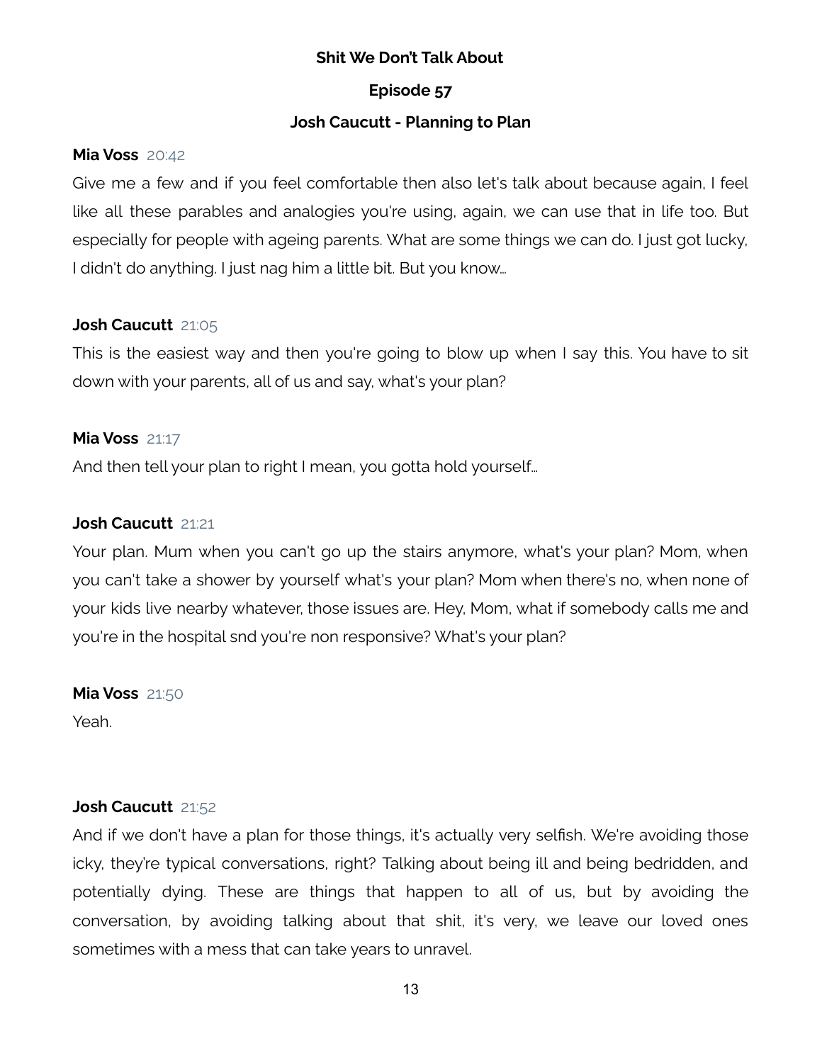**Shit We Don't Talk About**

**Episode 57**

**Josh Caucutt - Planning to Plan**

**Mia Voss** 20:42

Give me a few and if you feel comfortable then also let's talk about because again, I feel like all these parables and analogies you're using, again, we can use that in life too. But especially for people with ageing parents. What are some things we can do. I just got lucky, I didn't do anything. I just nag him a little bit. But you know...

**Josh Caucutt** 21:05

This is the easiest way and then you're going to blow up when I say this. You have to sit down with your parents, all of us and say, what's your plan?

**Mia Voss** 21:17

And then tell your plan to right I mean, you gotta hold yourself...

**Josh Caucutt** 21:21

Your plan. Mum when you can't go up the stairs anymore, what's your plan? Mom, when you can't take a shower by yourself what's your plan? Mom when there's no, when none of your kids live nearby whatever, those issues are. Hey, Mom, what if somebody calls me and you're in the hospital snd you're non responsive? What's your plan?

**Mia Voss** 21:50

Yeah.

**Josh Caucutt** 21:52

And if we don't have a plan for those things, it's actually very selfish. We're avoiding those icky, they're typical conversations, right? Talking about being ill and being bedridden, and potentially dying. These are things that happen to all of us, but by avoiding the conversation, by avoiding talking about that shit, it's very, we leave our loved ones sometimes with a mess that can take years to unravel.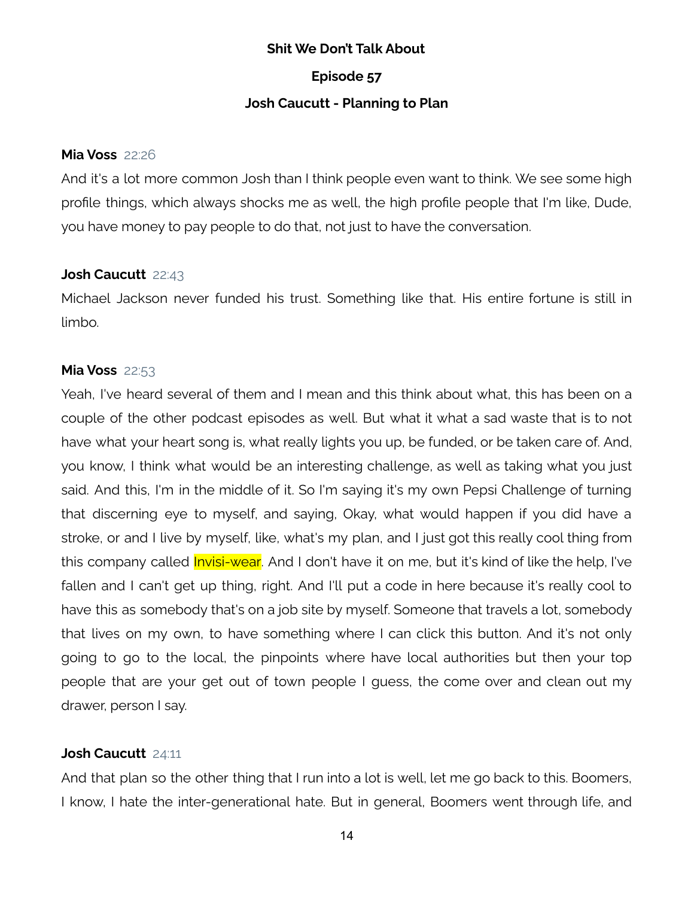**Shit We Don't Talk About**

**Episode 57**

**Josh Caucutt - Planning to Plan**

**Mia Voss** 22:26

And it's a lot more common Josh than I think people even want to think. We see some high profile things, which always shocks me as well, the high profile people that I'm like, Dude, you have money to pay people to do that, not just to have the conversation.

**Josh Caucutt** 22:43

Michael Jackson never funded his trust. Something like that. His entire fortune is still in limbo.

**Mia Voss** 22:53

Yeah, I've heard several of them and I mean and this think about what, this has been on a couple of the other podcast episodes as well. But what it what a sad waste that is to not have what your heart song is, what really lights you up, be funded, or be taken care of. And, you know, I think what would be an interesting challenge, as well as taking what you just said. And this, I'm in the middle of it. So I'm saying it's my own Pepsi Challenge of turning that discerning eye to myself, and saying, Okay, what would happen if you did have a stroke, or and I live by myself, like, what's my plan, and I just got this really cool thing from this company called Invisi-wear. And I don't have it on me, but it's kind of like the help, I've fallen and I can't get up thing, right. And I'll put a code in here because it's really cool to have this as somebody that's on a job site by myself. Someone that travels a lot, somebody that lives on my own, to have something where I can click this button. And it's not only going to go to the local, the pinpoints where have local authorities but then your top people that are your get out of town people I guess, the come over and clean out my drawer, person I say.

**Josh Caucutt** 24:11

And that plan so the other thing that I run into a lot is well, let me go back to this. Boomers, I know, I hate the inter-generational hate. But in general, Boomers went through life, and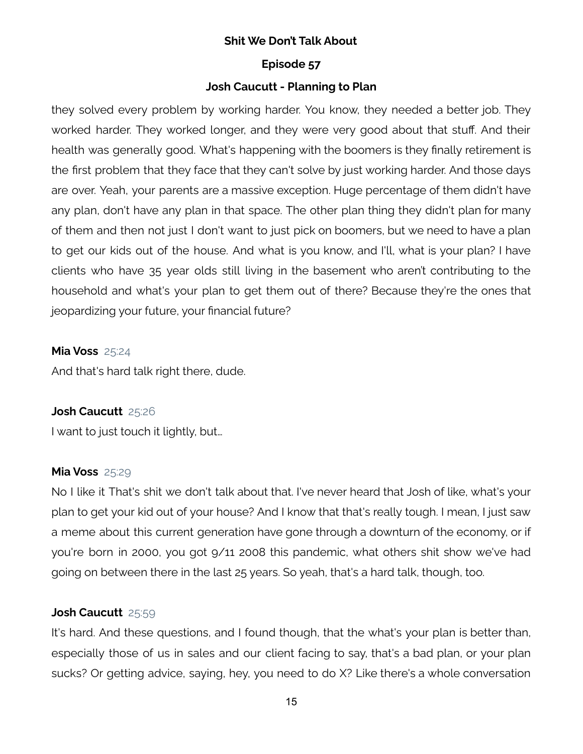they solved every problem by working harder. You know, they needed a better job. They worked harder. They worked longer, and they were very good about that stuff. And their health was generally good. What's happening with the boomers is they finally retirement is the first problem that they face that they can't solve by just working harder. And those days are over. Yeah, your parents are a massive exception. Huge percentage of them didn't have any plan, don't have any plan in that space. The other plan thing they didn't plan for many of them and then not just I don't want to just pick on boomers, but we need to have a plan to get our kids out of the house. And what is you know, and I'll, what is your plan? I have clients who have 35 year olds still living in the basement who aren't contributing to the household and what's your plan to get them out of there? Because they're the ones that jeopardizing your future, your financial future?

**Mia Voss** 25:24

And that's hard talk right there, dude.

**Josh Caucutt** 25:26

I want to just touch it lightly, but...

**Mia Voss** 25:29

No I like it That's shit we don't talk about that. I've never heard that Josh of like, what's your plan to get your kid out of your house? And I know that that's really tough. I mean, I just saw a meme about this current generation have gone through a downturn of the economy, or if you're born in 2000, you got 9/11 2008 this pandemic, what others shit show we've had going on between there in the last 25 years. So yeah, that's a hard talk, though, too.

**Josh Caucutt** 25:59

It's hard. And these questions, and I found though, that the what's your plan is better than, especially those of us in sales and our client facing to say, that's a bad plan, or your plan sucks? Or getting advice, saying, hey, you need to do X? Like there's a whole conversation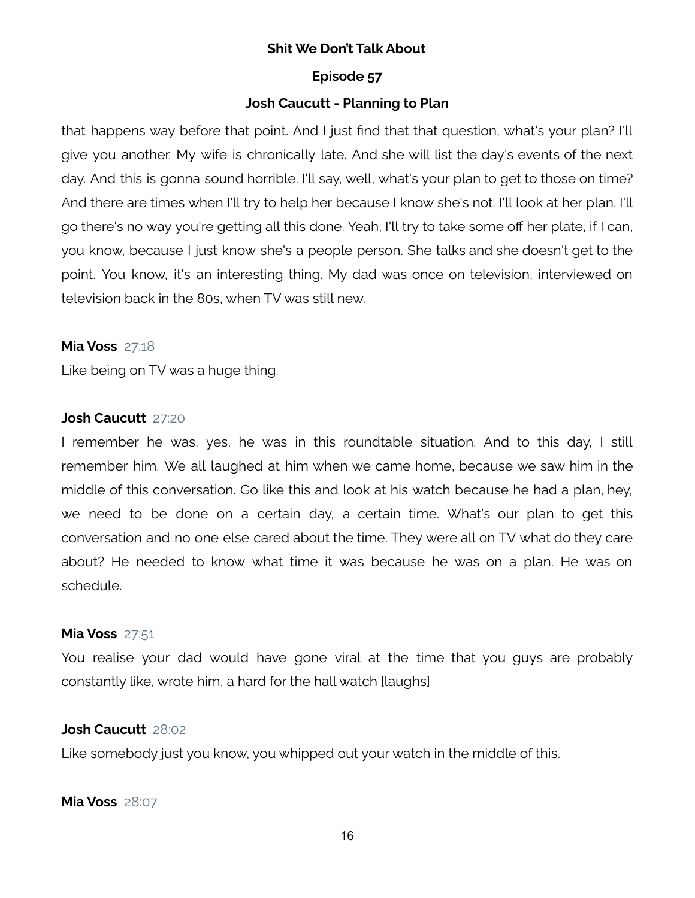that happens way before that point. And I just find that that question, what's your plan? I'll give you another. My wife is chronically late. And she will list the day's events of the next day. And this is gonna sound horrible. I'll say, well, what's your plan to get to those on time? And there are times when I'll try to help her because I know she's not. I'll look at her plan. I'll go there's no way you're getting all this done. Yeah, I'll try to take some off her plate, if I can, you know, because I just know she's a people person. She talks and she doesn't get to the point. You know, it's an interesting thing. My dad was once on television, interviewed on television back in the 80s, when TV was still new.

**Mia Voss** 27:18

Like being on TV was a huge thing.

**Josh Caucutt** 27:20

I remember he was, yes, he was in this roundtable situation. And to this day, I still remember him. We all laughed at him when we came home, because we saw him in the middle of this conversation. Go like this and look at his watch because he had a plan, hey, we need to be done on a certain day, a certain time. What's our plan to get this conversation and no one else cared about the time. They were all on TV what do they care about? He needed to know what time it was because he was on a plan. He was on schedule.

**Mia Voss** 27:51

You realise your dad would have gone viral at the time that you guys are probably constantly like, wrote him, a hard for the hall watch [laughs]

**Josh Caucutt** 28:02

Like somebody just you know, you whipped out your watch in the middle of this.

**Mia Voss** 28:07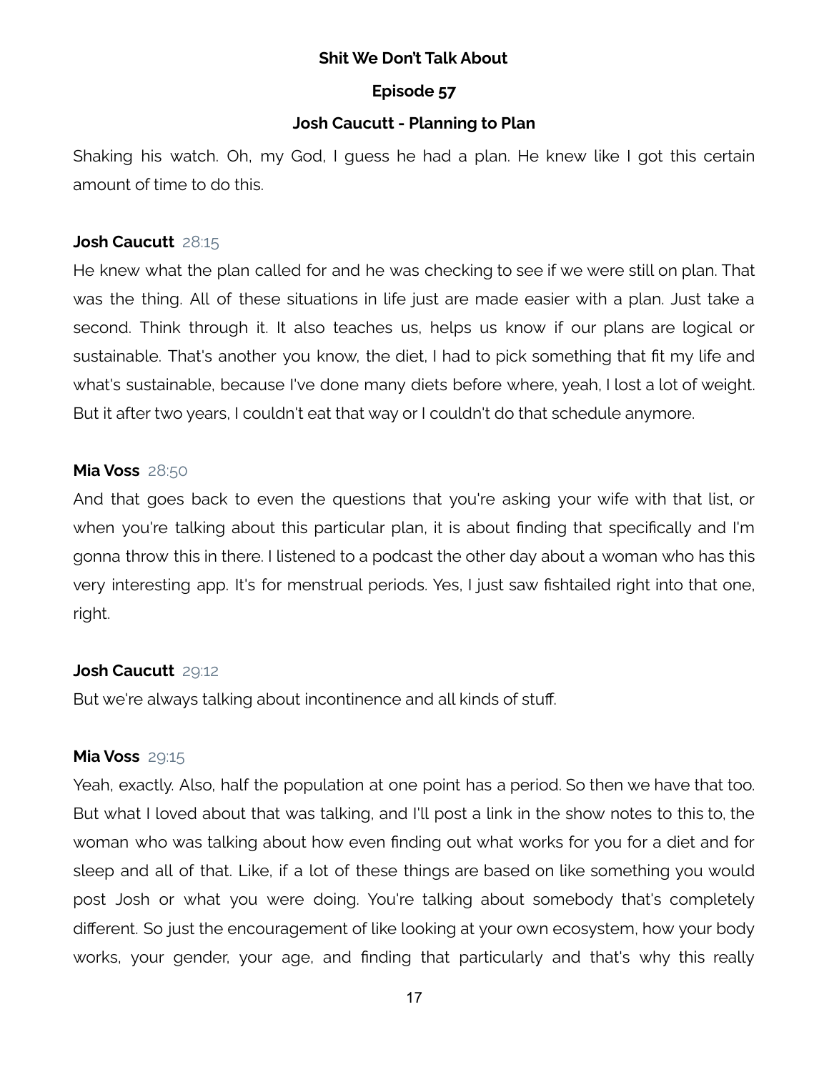Shaking his watch. Oh, my God, I guess he had a plan. He knew like I got this certain amount of time to do this.

**Josh Caucutt** 28:15

He knew what the plan called for and he was checking to see if we were still on plan. That was the thing. All of these situations in life just are made easier with a plan. Just take a second. Think through it. It also teaches us, helps us know if our plans are logical or sustainable. That's another you know, the diet, I had to pick something that fit my life and what's sustainable, because I've done many diets before where, yeah, I lost a lot of weight. But it after two years, I couldn't eat that way or I couldn't do that schedule anymore.

**Mia Voss** 28:50

And that goes back to even the questions that you're asking your wife with that list, or when you're talking about this particular plan, it is about finding that specifically and I'm gonna throw this in there. I listened to a podcast the other day about a woman who has this very interesting app. It's for menstrual periods. Yes, I just saw fishtailed right into that one, right.

**Josh Caucutt** 29:12

But we're always talking about incontinence and all kinds of stuff.

**Mia Voss** 29:15

Yeah, exactly. Also, half the population at one point has a period. So then we have that too. But what I loved about that was talking, and I'll post a link in the show notes to this to, the woman who was talking about how even finding out what works for you for a diet and for sleep and all of that. Like, if a lot of these things are based on like something you would post Josh or what you were doing. You're talking about somebody that's completely different. So just the encouragement of like looking at your own ecosystem, how your body works, your gender, your age, and finding that particularly and that's why this really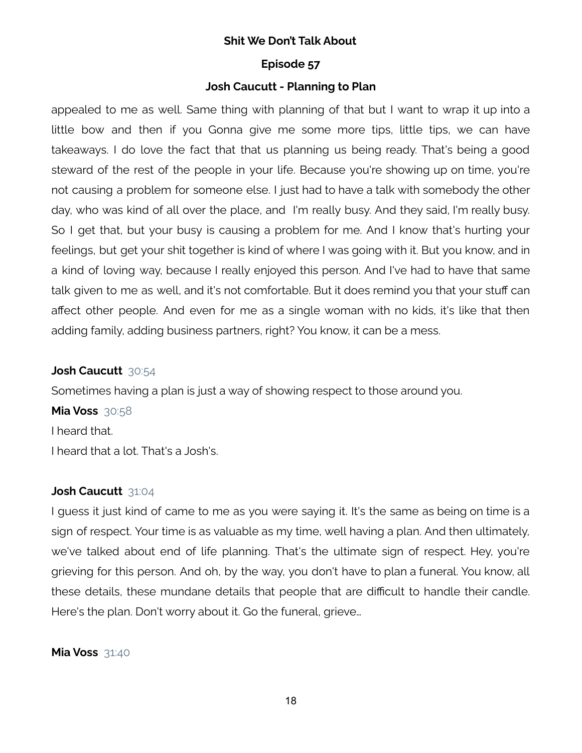appealed to me as well. Same thing with planning of that but I want to wrap it up into a little bow and then if you Gonna give me some more tips, little tips, we can have takeaways. I do love the fact that that us planning us being ready. That's being a good steward of the rest of the people in your life. Because you're showing up on time, you're not causing a problem for someone else. I just had to have a talk with somebody the other day, who was kind of all over the place, and  I'm really busy. And they said, I'm really busy. So I get that, but your busy is causing a problem for me. And I know that's hurting your feelings, but get your shit together is kind of where I was going with it. But you know, and in a kind of loving way, because I really enjoyed this person. And I've had to have that same talk given to me as well, and it's not comfortable. But it does remind you that your stuff can affect other people. And even for me as a single woman with no kids, it's like that then adding family, adding business partners, right? You know, it can be a mess.

**Josh Caucutt** 30:54

Sometimes having a plan is just a way of showing respect to those around you.

**Mia Voss** 30:58

I heard that.

I heard that a lot. That's a Josh's.

**Josh Caucutt** 31:04

I guess it just kind of came to me as you were saying it. It's the same as being on time is a sign of respect. Your time is as valuable as my time, well having a plan. And then ultimately, we've talked about end of life planning. That's the ultimate sign of respect. Hey, you're grieving for this person. And oh, by the way, you don't have to plan a funeral. You know, all these details, these mundane details that people that are difficult to handle their candle. Here's the plan. Don't worry about it. Go the funeral, grieve...

**Mia Voss** 31:40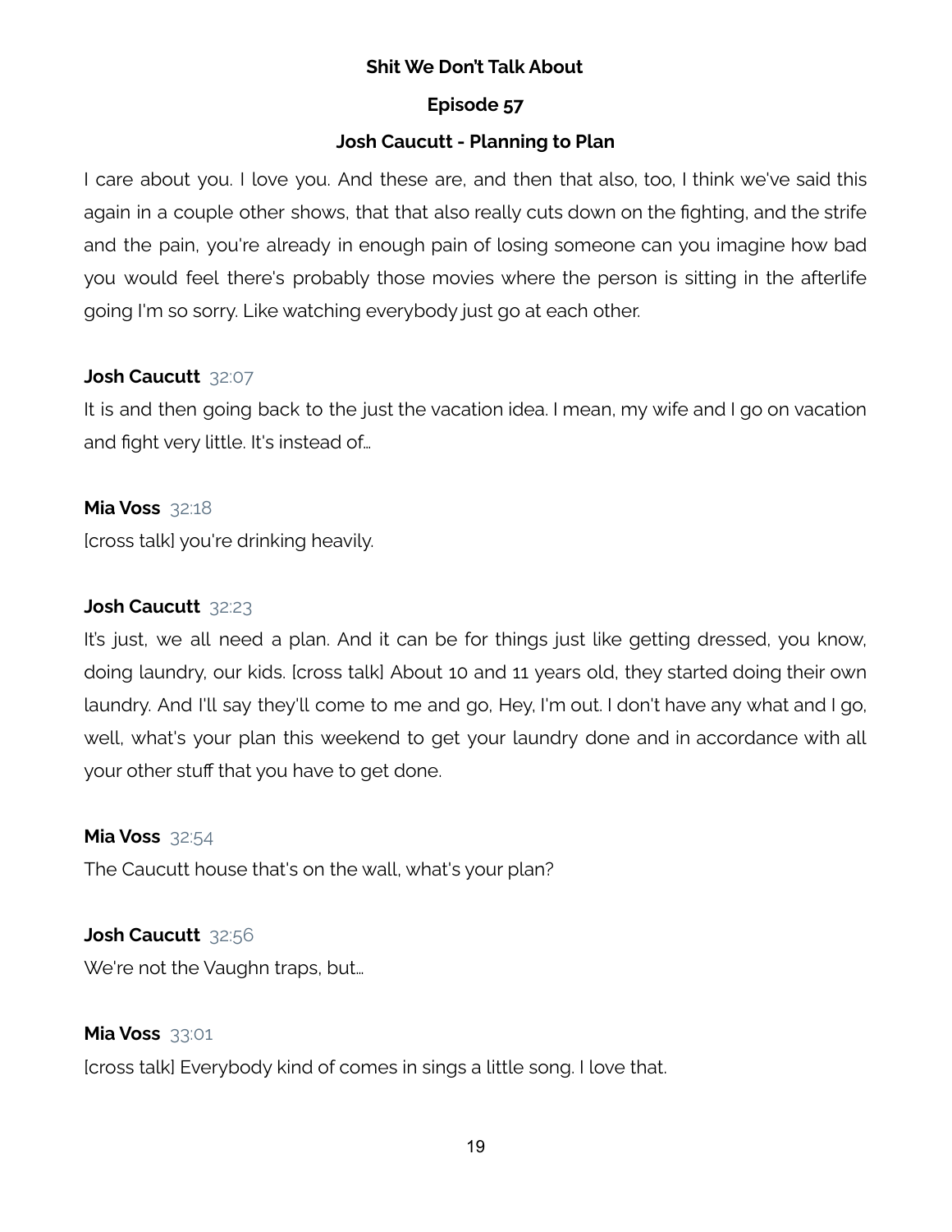I care about you. I love you. And these are, and then that also, too, I think we've said this again in a couple other shows, that that also really cuts down on the fighting, and the strife and the pain, you're already in enough pain of losing someone can you imagine how bad you would feel there's probably those movies where the person is sitting in the afterlife going I'm so sorry. Like watching everybody just go at each other.

**Josh Caucutt** 32:07

It is and then going back to the just the vacation idea. I mean, my wife and I go on vacation and fight very little. It's instead of...

**Mia Voss** 32:18

[cross talk] you're drinking heavily.

**Josh Caucutt** 32:23

It's just, we all need a plan. And it can be for things just like getting dressed, you know, doing laundry, our kids. [cross talk] About 10 and 11 years old, they started doing their own laundry. And I'll say they'll come to me and go, Hey, I'm out. I don't have any what and I go, well, what's your plan this weekend to get your laundry done and in accordance with all your other stuff that you have to get done.

**Mia Voss** 32:54

The Caucutt house that's on the wall, what's your plan?

**Josh Caucutt** 32:56

We're not the Vaughn traps, but...

**Mia Voss** 33:01

[cross talk] Everybody kind of comes in sings a little song. I love that.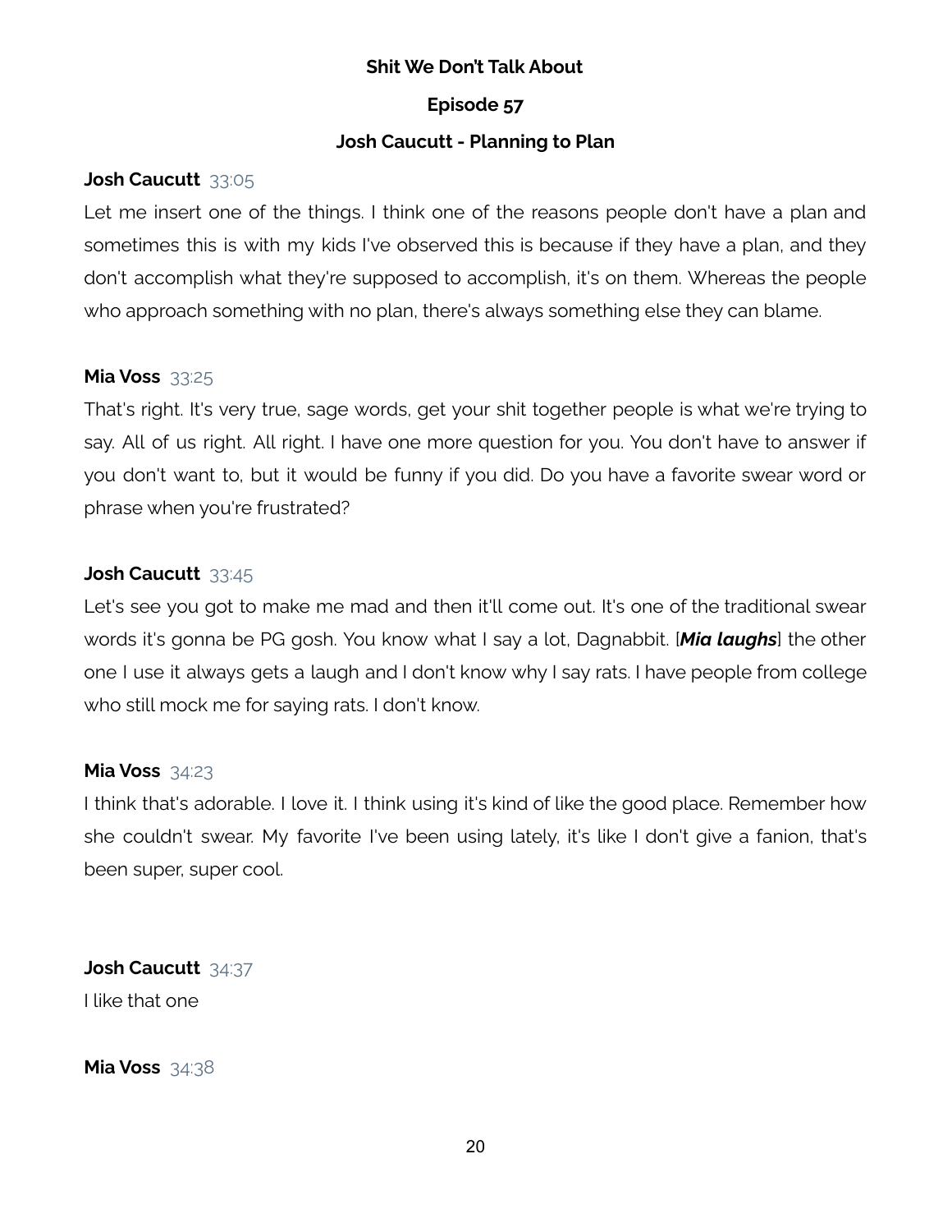**Shit We Don't Talk About**

**Episode 57**

**Josh Caucutt - Planning to Plan**

**Josh Caucutt** 33:05

Let me insert one of the things. I think one of the reasons people don't have a plan and sometimes this is with my kids I've observed this is because if they have a plan, and they don't accomplish what they're supposed to accomplish, it's on them. Whereas the people who approach something with no plan, there's always something else they can blame.

**Mia Voss** 33:25

That's right. It's very true, sage words, get your shit together people is what we're trying to say. All of us right. All right. I have one more question for you. You don't have to answer if you don't want to, but it would be funny if you did. Do you have a favorite swear word or phrase when you're frustrated?

**Josh Caucutt** 33:45

Let's see you got to make me mad and then it'll come out. It's one of the traditional swear words it's gonna be PG gosh. You know what I say a lot, Dagnabbit. [***Mia laughs***] the other one I use it always gets a laugh and I don't know why I say rats. I have people from college who still mock me for saying rats. I don't know.

**Mia Voss** 34:23

I think that's adorable. I love it. I think using it's kind of like the good place. Remember how she couldn't swear. My favorite I've been using lately, it's like I don't give a fanion, that's been super, super cool.

**Josh Caucutt** 34:37

I like that one

**Mia Voss** 34:38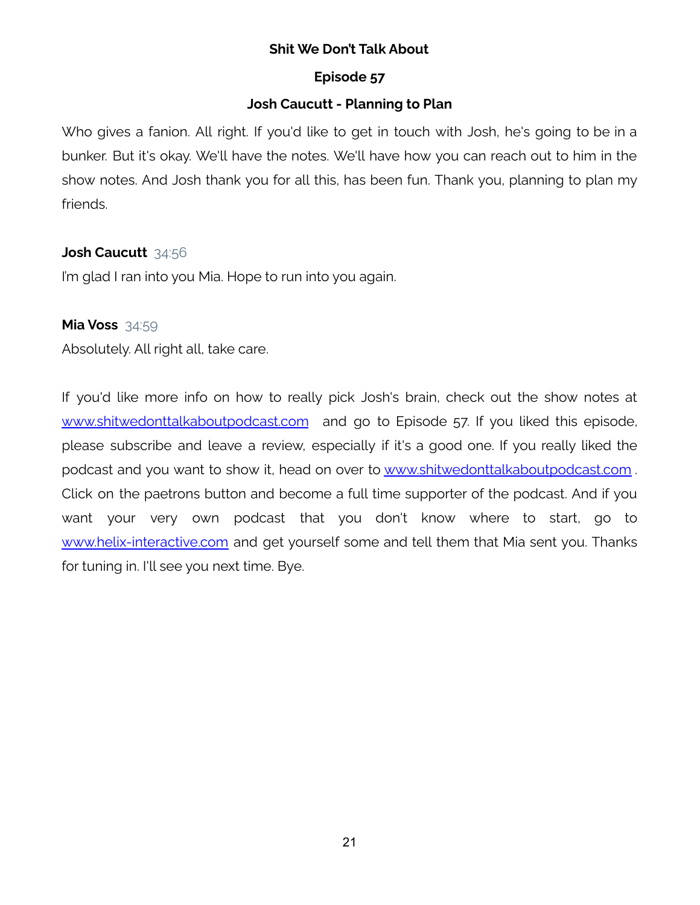Who gives a fanion. All right. If you'd like to get in touch with Josh, he's going to be in a bunker. But it's okay. We'll have the notes. We'll have how you can reach out to him in the show notes. And Josh thank you for all this, has been fun. Thank you, planning to plan my friends.

**Josh Caucutt** 34:56

I'm glad I ran into you Mia. Hope to run into you again.

**Mia Voss** 34:59

Absolutely. All right all, take care.

If you'd like more info on how to really pick Josh's brain, check out the show notes at [www.shitwedonttalkaboutpodcast.com](http://www.shitwedonttalkaboutpodcast.com) and go to Episode 57. If you liked this episode, please subscribe and leave a review, especially if it's a good one. If you really liked the podcast and you want to show it, head on over to [www.shitwedonttalkaboutpodcast.com](http://www.shitwedonttalkaboutpodcast.com) . Click on the paetrons button and become a full time supporter of the podcast. And if you want your very own podcast that you don't know where to start, go to [www.helix-interactive.com](http://www.helix-interactive.com) and get yourself some and tell them that Mia sent you. Thanks for tuning in. I'll see you next time. Bye.